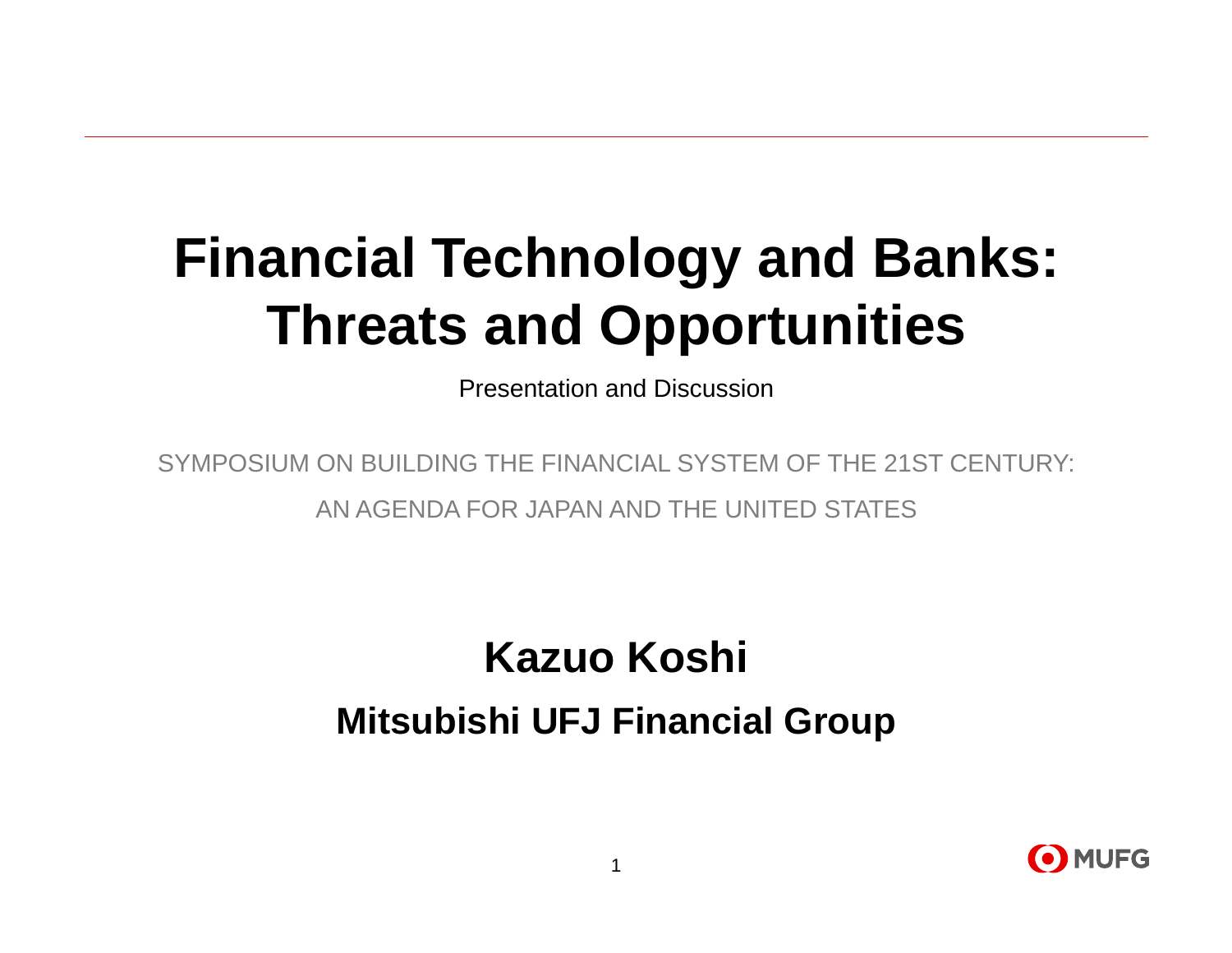# Financial Technology and Banks: Threats and Opportunities

Presentation and Discussion

SYMPOSIUM ON BUILDING THE FINANCIAL SYSTEM OF THE 21ST CENTURY: AN AGENDA FOR JAPAN AND THE UNITED STATES

## Kazuo Koshi

### Mitsubishi UFJ Financial Group

MUFG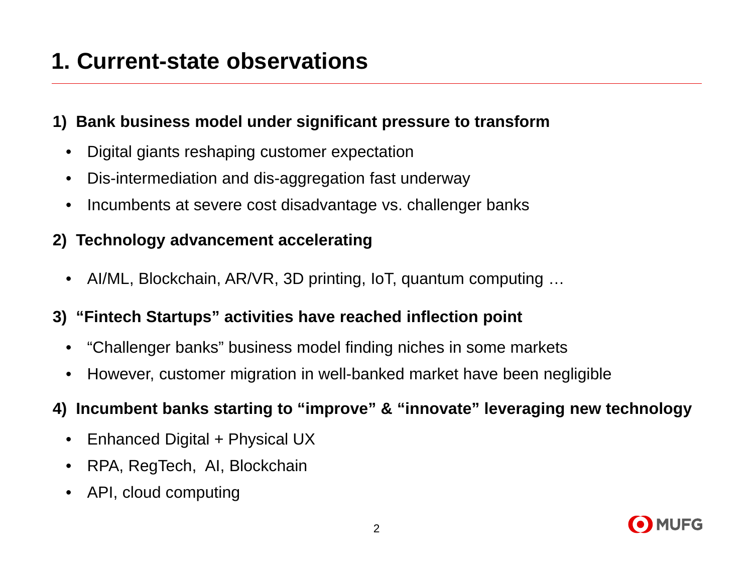# 1. Current-state observations

**1) Bank business model under significant pressure to transform**

- Digital giants reshaping customer expectation
- Dis-intermediation and dis-aggregation fast underway
- Incumbents at severe cost disadvantage vs. challenger banks

**2) Technology advancement accelerating**

- AI/ML, Blockchain, AR/VR, 3D printing, IoT, quantum computing …

**3) "Fintech Startups" activities have reached inflection point**

- "Challenger banks" business model finding niches in some markets
- However, customer migration in well-banked market have been negligible

**4) Incumbent banks starting to "improve" & "innovate" leveraging new technology**

- Enhanced Digital + Physical UX
- RPA, RegTech, AI, Blockchain
- API, cloud computing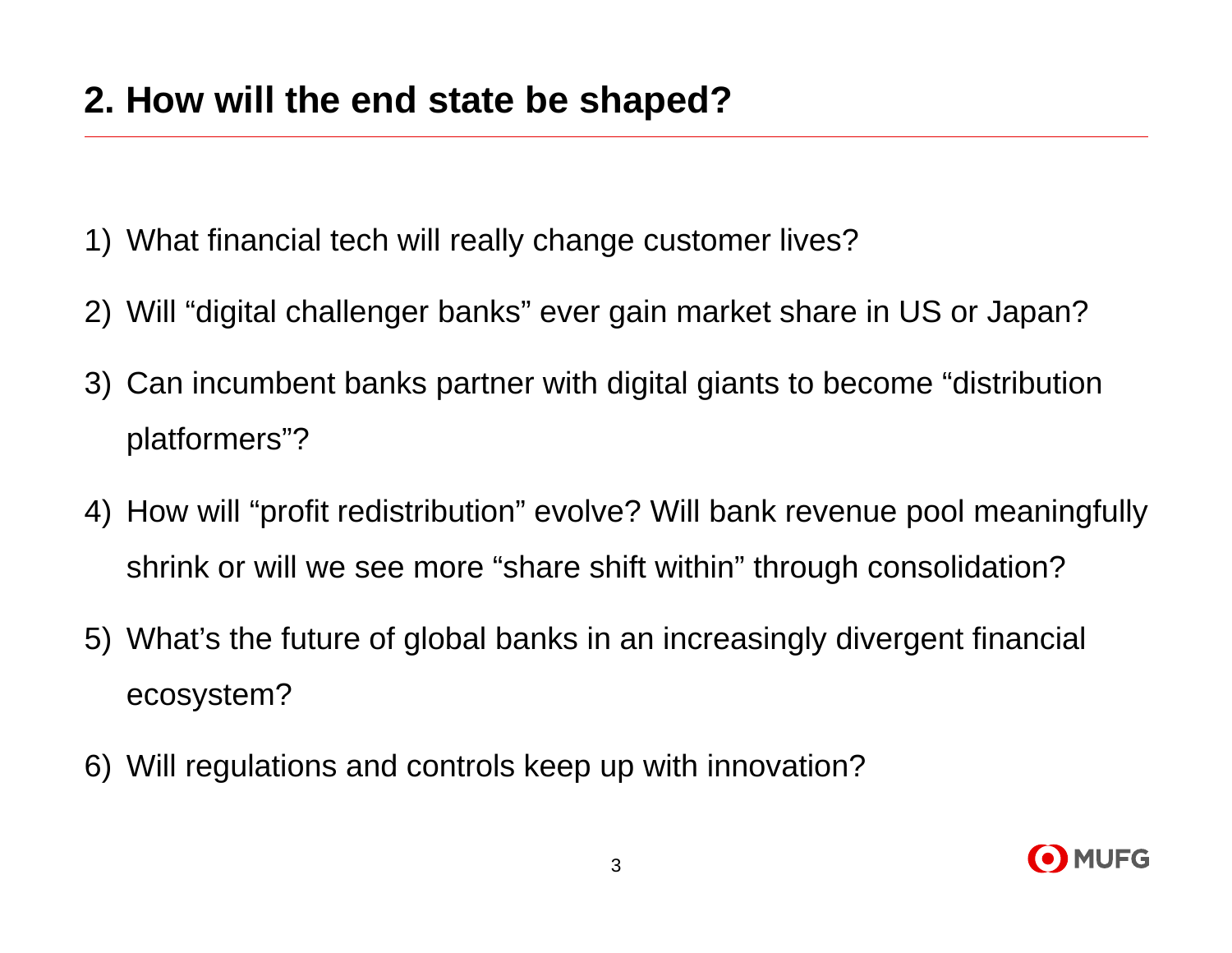## 2. How will the end state be shaped?

1) What financial tech will really change customer lives?
2) Will “digital challenger banks” ever gain market share in US or Japan?
3) Can incumbent banks partner with digital giants to become “distribution platformers”?
4) How will “profit redistribution” evolve? Will bank revenue pool meaningfully shrink or will we see more “share shift within” through consolidation?
5) What’s the future of global banks in an increasingly divergent financial ecosystem?
6) Will regulations and controls keep up with innovation?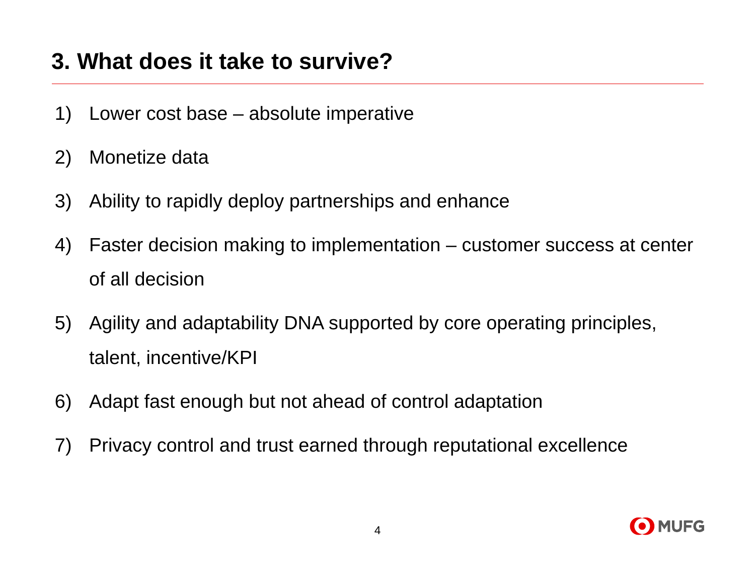## 3. What does it take to survive?

1) Lower cost base – absolute imperative
2) Monetize data
3) Ability to rapidly deploy partnerships and enhance
4) Faster decision making to implementation – customer success at center of all decision
5) Agility and adaptability DNA supported by core operating principles, talent, incentive/KPI
6) Adapt fast enough but not ahead of control adaptation
7) Privacy control and trust earned through reputational excellence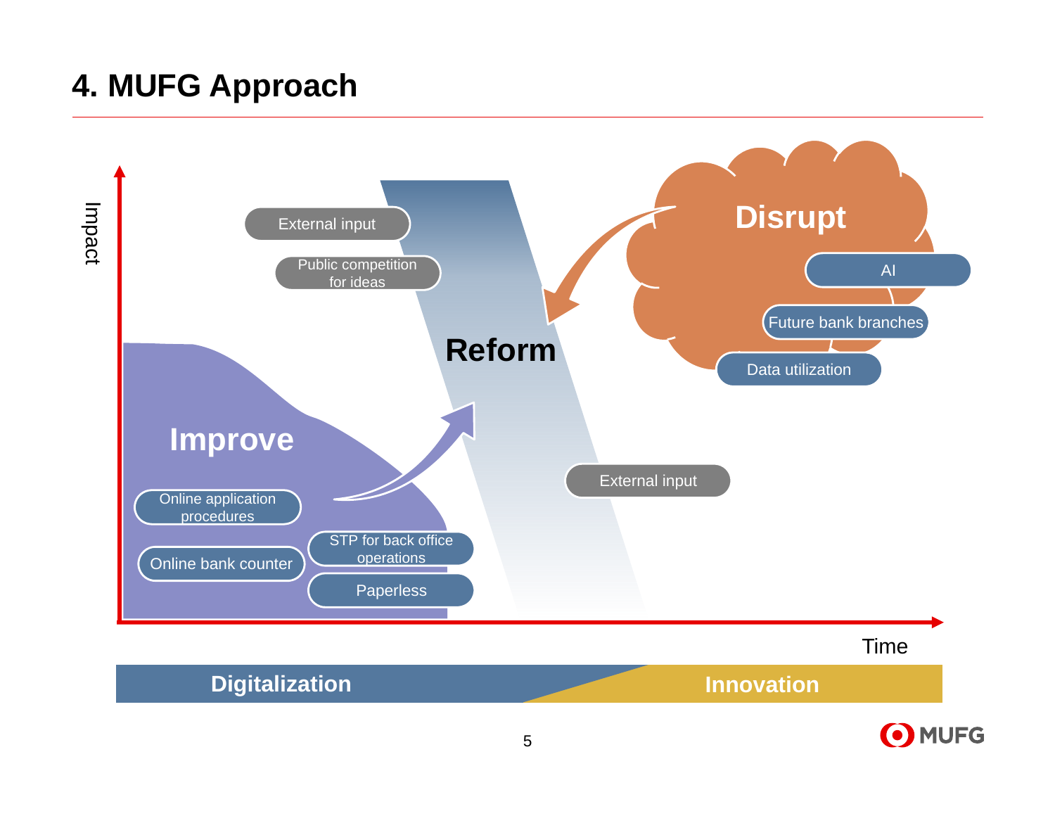# 4. MUFG Approach

Impact

External input

Public competition for ideas

Disrupt

AI

Future bank branches

Data utilization

Reform

Improve

Online application procedures

Online bank counter

STP for back office operations

Paperless

External input

Time

Digitalization

Innovation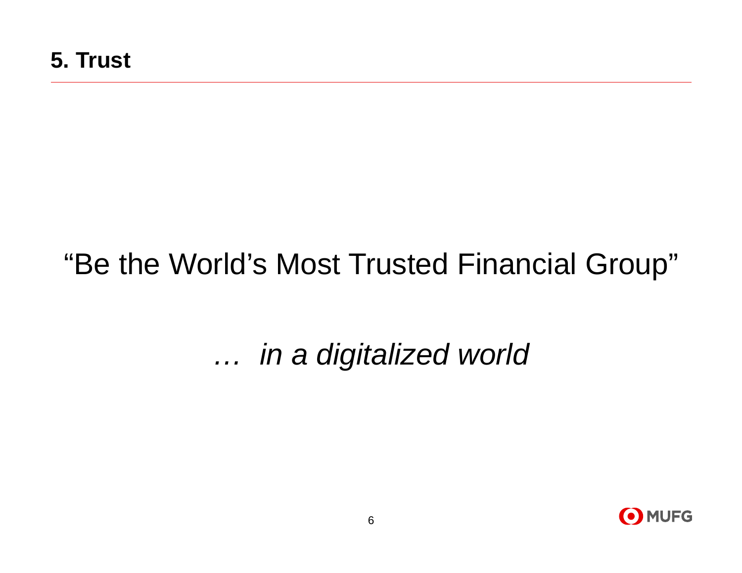## 5. Trust

“Be the World’s Most Trusted Financial Group”

*… in a digitalized world*